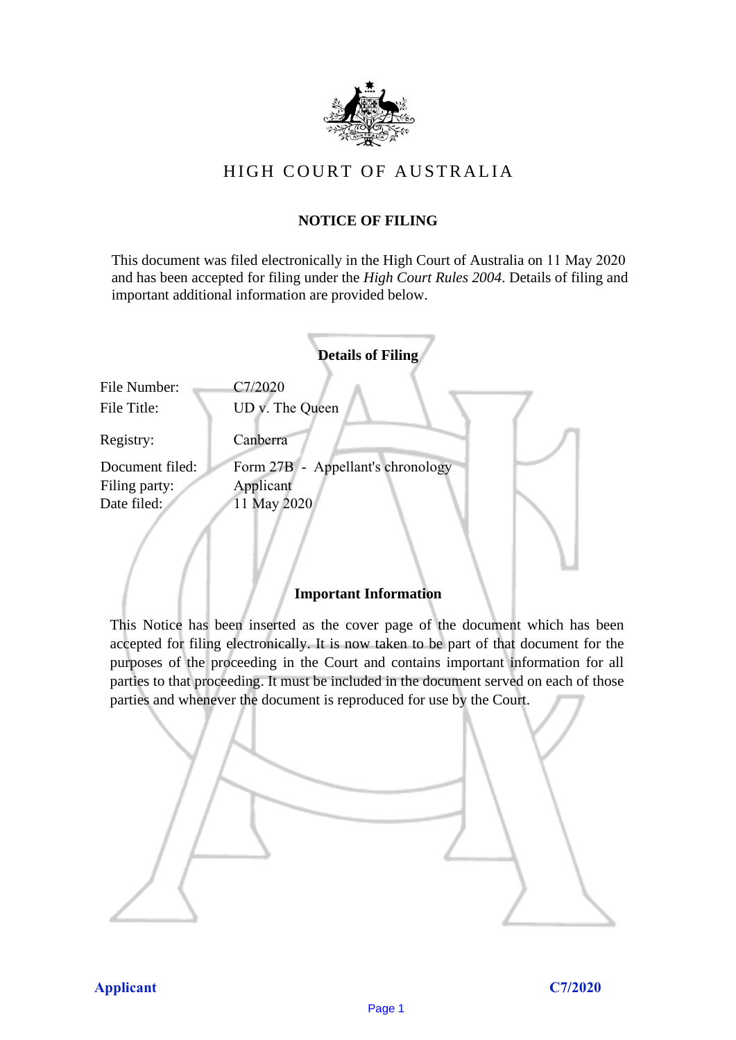# HIGH COURT OF AUSTRALIA

## NOTICE OF FILING

This document was filed electronically in the High Court of Australia on 11 May 2020 and has been accepted for filing under the *High Court Rules 2004*. Details of filing and important additional information are provided below.

### Details of Filing

| | |
|---|---|
| File Number: | C7/2020 |
| File Title: | UD v. The Queen |
| Registry: | Canberra |
| Document filed: | Form 27B - Appellant's chronology |
| Filing party: | Applicant |
| Date filed: | 11 May 2020 |

### Important Information

This Notice has been inserted as the cover page of the document which has been accepted for filing electronically. It is now taken to be part of that document for the purposes of the proceeding in the Court and contains important information for all parties to that proceeding. It must be included in the document served on each of those parties and whenever the document is reproduced for use by the Court.

**Applicant** **C7/2020**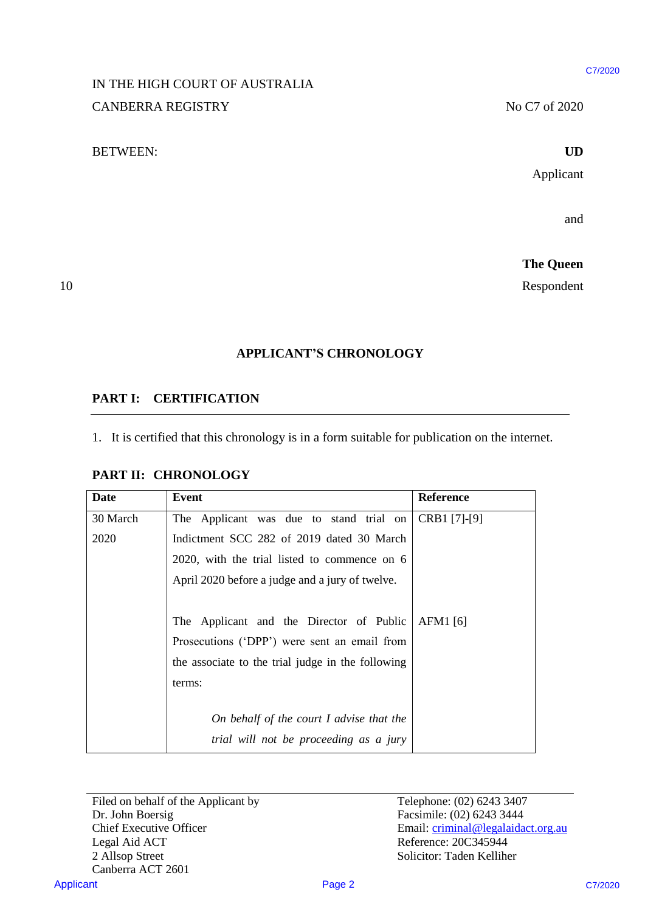IN THE HIGH COURT OF AUSTRALIA
CANBERRA REGISTRY

No C7 of 2020

BETWEEN:

**UD**
Applicant

and

**The Queen**
Respondent

## APPLICANT'S CHRONOLOGY

### PART I: CERTIFICATION

1. It is certified that this chronology is in a form suitable for publication on the internet.

### PART II: CHRONOLOGY

| Date | Event | Reference |
|---|---|---|
| 30 March 2020 | The Applicant was due to stand trial on Indictment SCC 282 of 2019 dated 30 March 2020, with the trial listed to commence on 6 April 2020 before a judge and a jury of twelve. | CRB1 [7]-[9] |
| | The Applicant and the Director of Public Prosecutions ('DPP') were sent an email from the associate to the trial judge in the following terms: | AFM1 [6] |
| | *On behalf of the court I advise that the trial will not be proceeding as a jury* | |

Filed on behalf of the Applicant by
Dr. John Boersig
Chief Executive Officer
Legal Aid ACT
2 Allsop Street
Canberra ACT 2601

Telephone: (02) 6243 3407
Facsimile: (02) 6243 3444
Email: criminal@legalaidact.org.au
Reference: 20C345944
Solicitor: Taden Kelliher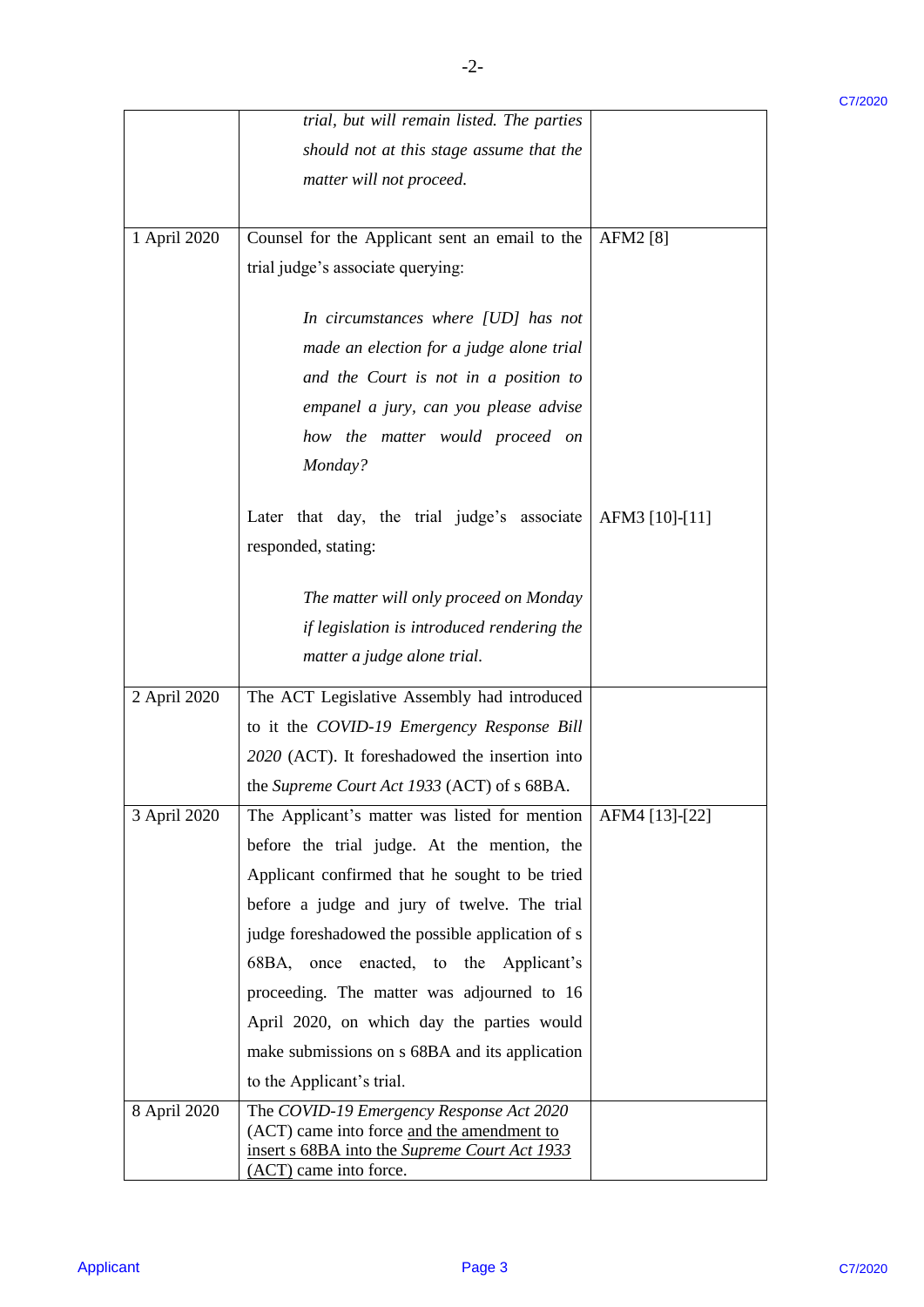| | | |
|---|---|---|
| | *trial, but will remain listed. The parties should not at this stage assume that the matter will not proceed.* | |
| 1 April 2020 | Counsel for the Applicant sent an email to the trial judge's associate querying:<br><br>*In circumstances where [UD] has not made an election for a judge alone trial and the Court is not in a position to empanel a jury, can you please advise how the matter would proceed on Monday?*<br><br>Later that day, the trial judge's associate responded, stating:<br><br>*The matter will only proceed on Monday if legislation is introduced rendering the matter a judge alone trial.* | AFM2 [8]<br><br><br><br><br><br>AFM3 [10]-[11] |
| 2 April 2020 | The ACT Legislative Assembly had introduced to it the *COVID-19 Emergency Response Bill 2020* (ACT). It foreshadowed the insertion into the *Supreme Court Act 1933* (ACT) of s 68BA. | |
| 3 April 2020 | The Applicant's matter was listed for mention before the trial judge. At the mention, the Applicant confirmed that he sought to be tried before a judge and jury of twelve. The trial judge foreshadowed the possible application of s 68BA, once enacted, to the Applicant's proceeding. The matter was adjourned to 16 April 2020, on which day the parties would make submissions on s 68BA and its application to the Applicant's trial. | AFM4 [13]-[22] |
| 8 April 2020 | The *COVID-19 Emergency Response Act 2020* (ACT) came into force <u>and the amendment to insert s 68BA into the *Supreme Court Act 1933* (ACT)</u> came into force. | |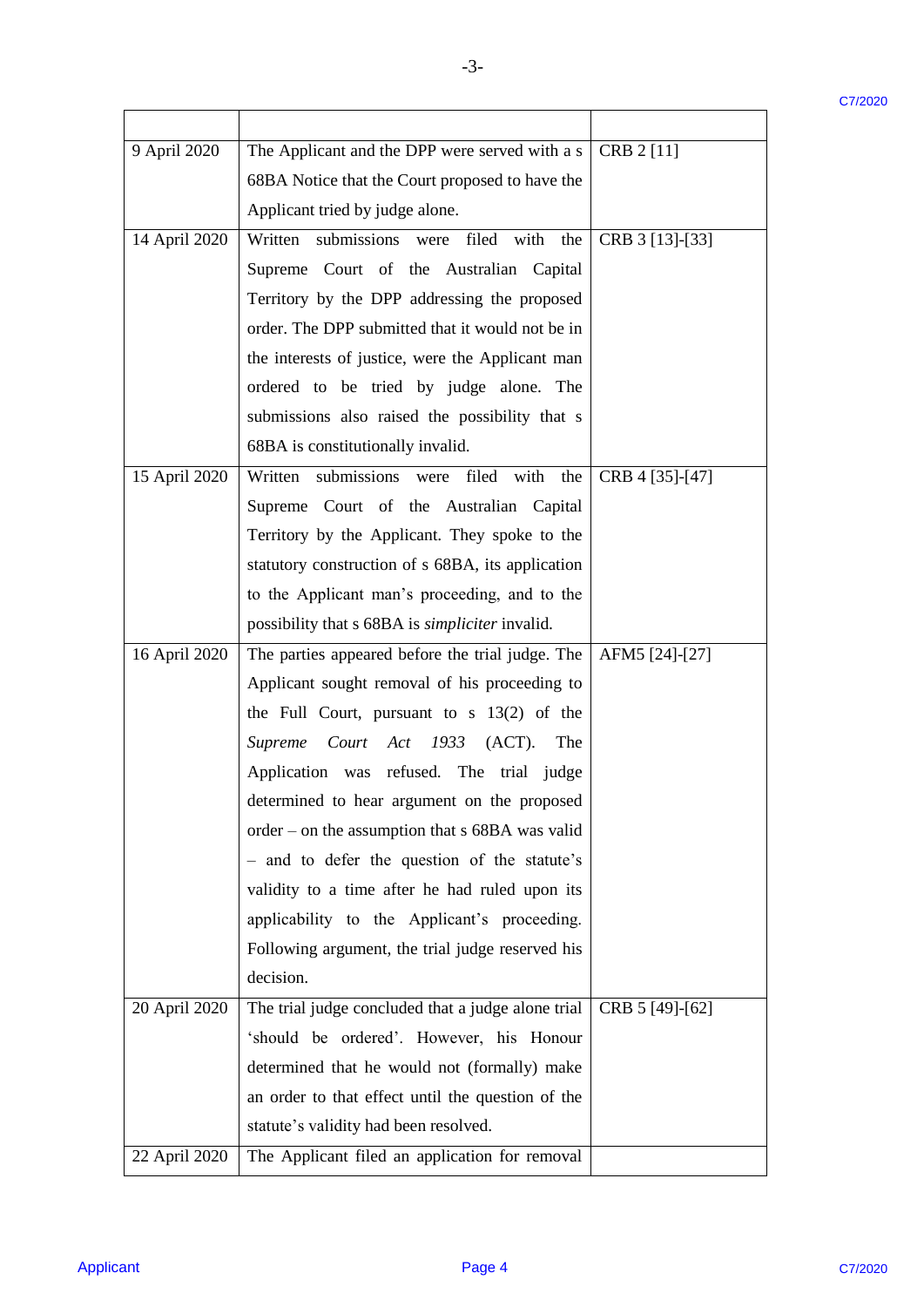| | | |
|---|---|---|
| 9 April 2020 | The Applicant and the DPP were served with a s 68BA Notice that the Court proposed to have the Applicant tried by judge alone. | CRB 2 [11] |
| 14 April 2020 | Written submissions were filed with the Supreme Court of the Australian Capital Territory by the DPP addressing the proposed order. The DPP submitted that it would not be in the interests of justice, were the Applicant man ordered to be tried by judge alone. The submissions also raised the possibility that s 68BA is constitutionally invalid. | CRB 3 [13]-[33] |
| 15 April 2020 | Written submissions were filed with the Supreme Court of the Australian Capital Territory by the Applicant. They spoke to the statutory construction of s 68BA, its application to the Applicant man's proceeding, and to the possibility that s 68BA is *simpliciter* invalid. | CRB 4 [35]-[47] |
| 16 April 2020 | The parties appeared before the trial judge. The Applicant sought removal of his proceeding to the Full Court, pursuant to s 13(2) of the *Supreme Court Act 1933* (ACT). The Application was refused. The trial judge determined to hear argument on the proposed order – on the assumption that s 68BA was valid – and to defer the question of the statute's validity to a time after he had ruled upon its applicability to the Applicant's proceeding. Following argument, the trial judge reserved his decision. | AFM5 [24]-[27] |
| 20 April 2020 | The trial judge concluded that a judge alone trial 'should be ordered'. However, his Honour determined that he would not (formally) make an order to that effect until the question of the statute's validity had been resolved. | CRB 5 [49]-[62] |
| 22 April 2020 | The Applicant filed an application for removal | |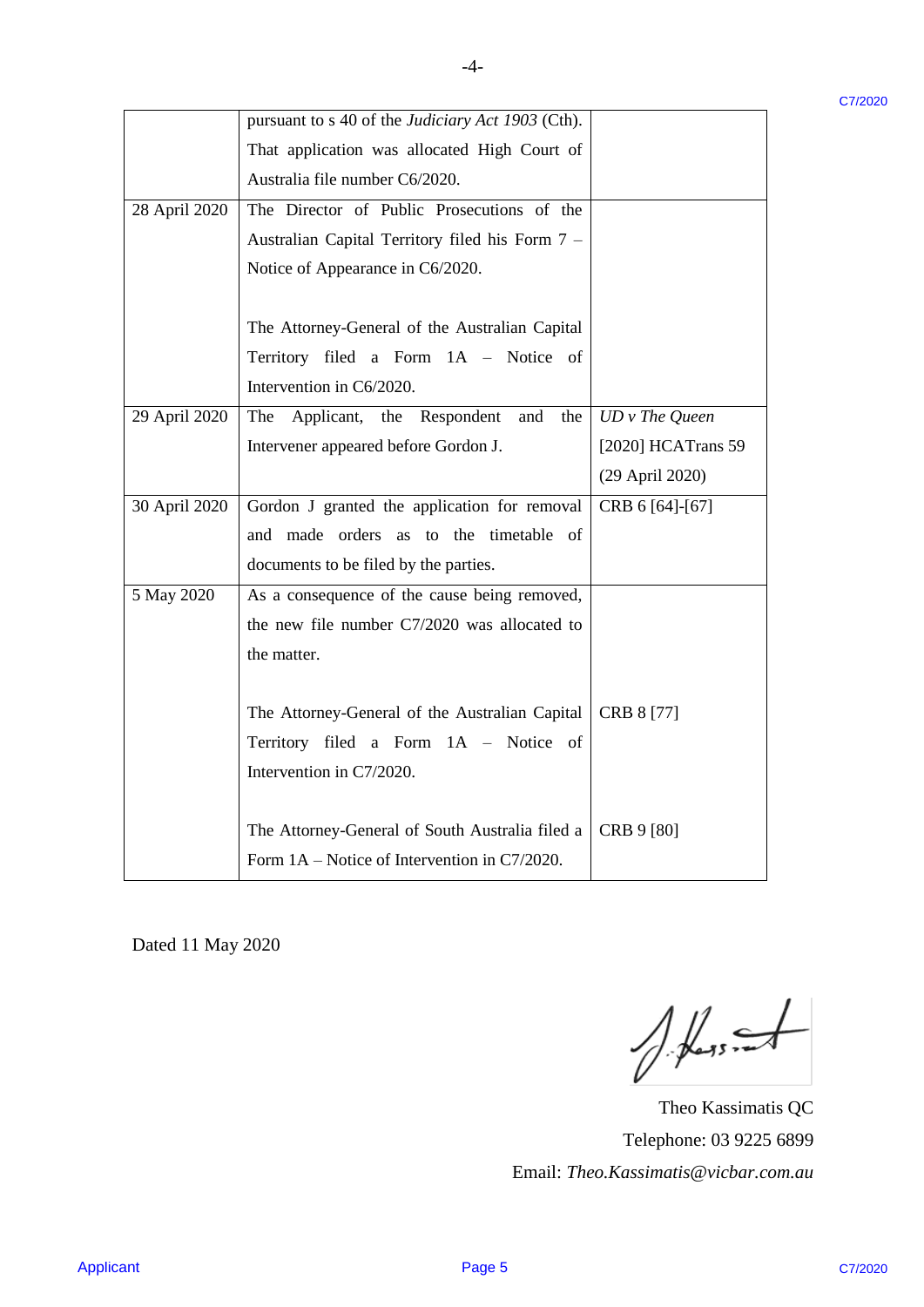| | | |
|---|---|---|
| | pursuant to s 40 of the *Judiciary Act 1903* (Cth). That application was allocated High Court of Australia file number C6/2020. | |
| 28 April 2020 | The Director of Public Prosecutions of the Australian Capital Territory filed his Form 7 – Notice of Appearance in C6/2020.<br><br>The Attorney-General of the Australian Capital Territory filed a Form 1A – Notice of Intervention in C6/2020. | |
| 29 April 2020 | The Applicant, the Respondent and the Intervener appeared before Gordon J. | *UD v The Queen* [2020] HCATrans 59 (29 April 2020) |
| 30 April 2020 | Gordon J granted the application for removal and made orders as to the timetable of documents to be filed by the parties. | CRB 6 [64]-[67] |
| 5 May 2020 | As a consequence of the cause being removed, the new file number C7/2020 was allocated to the matter.<br><br>The Attorney-General of the Australian Capital Territory filed a Form 1A – Notice of Intervention in C7/2020.<br><br>The Attorney-General of South Australia filed a Form 1A – Notice of Intervention in C7/2020. | CRB 8 [77]<br><br>CRB 9 [80] |

Dated 11 May 2020

Theo Kassimatis QC
Telephone: 03 9225 6899
Email: *Theo.Kassimatis@vicbar.com.au*